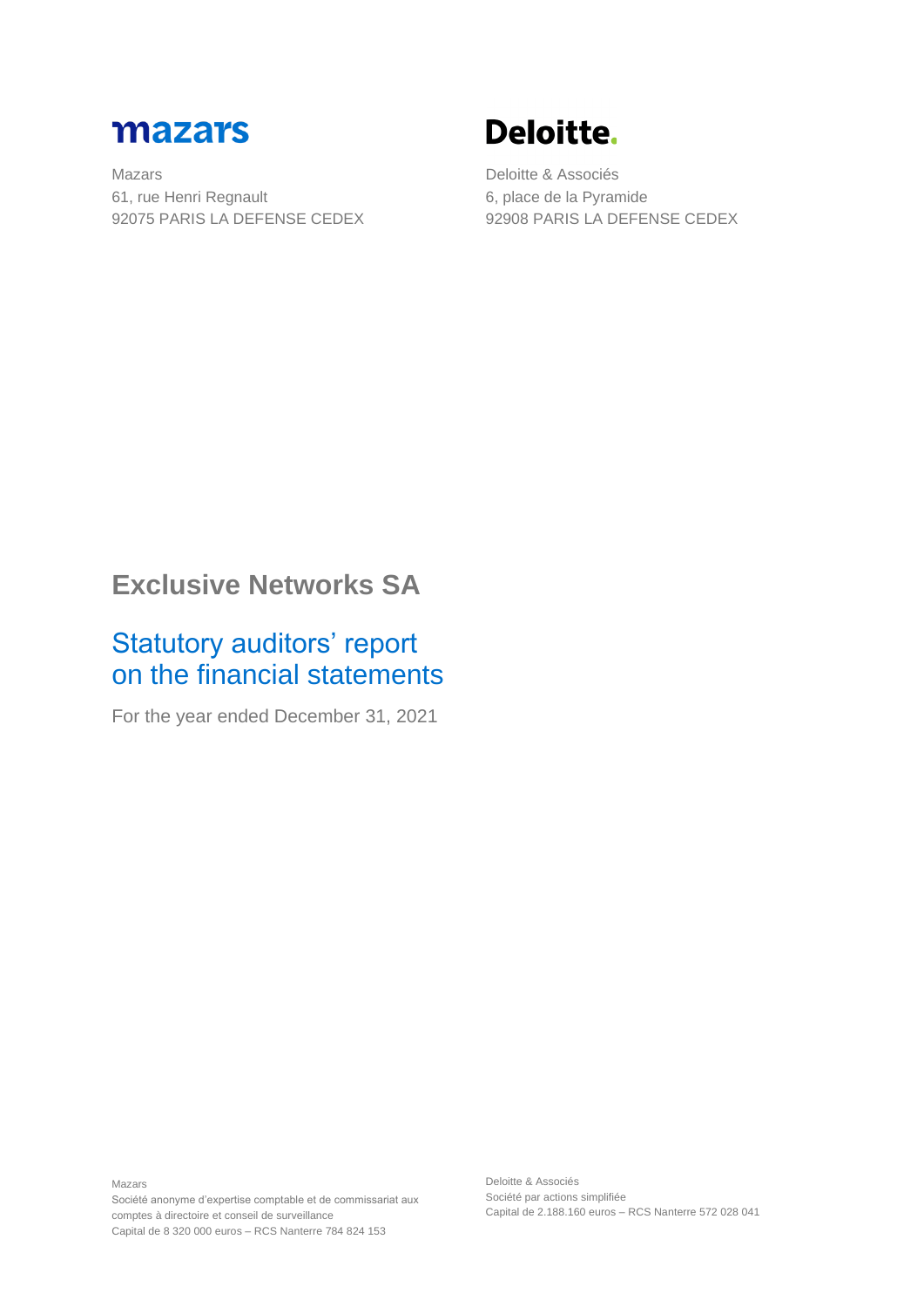**mazars**

Mazars
61, rue Henri Regnault
92075 PARIS LA DEFENSE CEDEX

**Deloitte.**

Deloitte & Associés
6, place de la Pyramide
92908 PARIS LA DEFENSE CEDEX

# Exclusive Networks SA

## Statutory auditors' report on the financial statements

For the year ended December 31, 2021

Mazars
Société anonyme d'expertise comptable et de commissariat aux comptes à directoire et conseil de surveillance
Capital de 8 320 000 euros – RCS Nanterre 784 824 153

Deloitte & Associés
Société par actions simplifiée
Capital de 2.188.160 euros – RCS Nanterre 572 028 041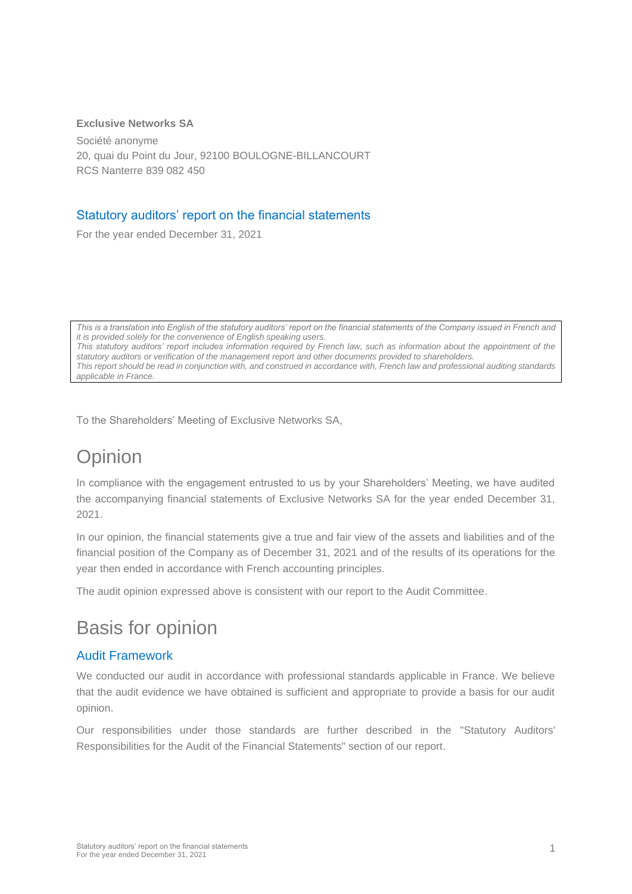**Exclusive Networks SA**

Société anonyme

20, quai du Point du Jour, 92100 BOULOGNE-BILLANCOURT

RCS Nanterre 839 082 450

## Statutory auditors' report on the financial statements

For the year ended December 31, 2021

*This is a translation into English of the statutory auditors' report on the financial statements of the Company issued in French and it is provided solely for the convenience of English speaking users.*
*This statutory auditors' report includes information required by French law, such as information about the appointment of the statutory auditors or verification of the management report and other documents provided to shareholders.*
*This report should be read in conjunction with, and construed in accordance with, French law and professional auditing standards applicable in France.*

To the Shareholders' Meeting of Exclusive Networks SA,

# Opinion

In compliance with the engagement entrusted to us by your Shareholders' Meeting, we have audited the accompanying financial statements of Exclusive Networks SA for the year ended December 31, 2021.

In our opinion, the financial statements give a true and fair view of the assets and liabilities and of the financial position of the Company as of December 31, 2021 and of the results of its operations for the year then ended in accordance with French accounting principles.

The audit opinion expressed above is consistent with our report to the Audit Committee.

# Basis for opinion

## Audit Framework

We conducted our audit in accordance with professional standards applicable in France. We believe that the audit evidence we have obtained is sufficient and appropriate to provide a basis for our audit opinion.

Our responsibilities under those standards are further described in the "Statutory Auditors' Responsibilities for the Audit of the Financial Statements" section of our report.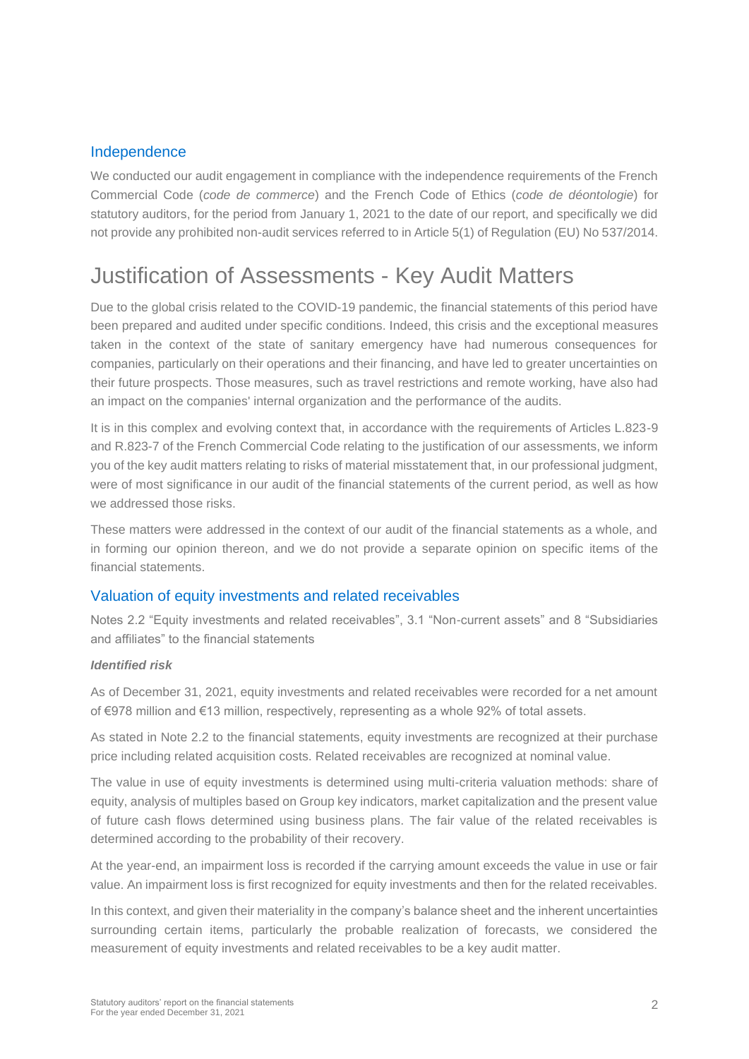## Independence

We conducted our audit engagement in compliance with the independence requirements of the French Commercial Code (*code de commerce*) and the French Code of Ethics (*code de déontologie*) for statutory auditors, for the period from January 1, 2021 to the date of our report, and specifically we did not provide any prohibited non-audit services referred to in Article 5(1) of Regulation (EU) No 537/2014.

# Justification of Assessments - Key Audit Matters

Due to the global crisis related to the COVID-19 pandemic, the financial statements of this period have been prepared and audited under specific conditions. Indeed, this crisis and the exceptional measures taken in the context of the state of sanitary emergency have had numerous consequences for companies, particularly on their operations and their financing, and have led to greater uncertainties on their future prospects. Those measures, such as travel restrictions and remote working, have also had an impact on the companies' internal organization and the performance of the audits.

It is in this complex and evolving context that, in accordance with the requirements of Articles L.823-9 and R.823-7 of the French Commercial Code relating to the justification of our assessments, we inform you of the key audit matters relating to risks of material misstatement that, in our professional judgment, were of most significance in our audit of the financial statements of the current period, as well as how we addressed those risks.

These matters were addressed in the context of our audit of the financial statements as a whole, and in forming our opinion thereon, and we do not provide a separate opinion on specific items of the financial statements.

## Valuation of equity investments and related receivables

Notes 2.2 “Equity investments and related receivables”, 3.1 “Non-current assets” and 8 “Subsidiaries and affiliates” to the financial statements

***Identified risk***

As of December 31, 2021, equity investments and related receivables were recorded for a net amount of €978 million and €13 million, respectively, representing as a whole 92% of total assets.

As stated in Note 2.2 to the financial statements, equity investments are recognized at their purchase price including related acquisition costs. Related receivables are recognized at nominal value.

The value in use of equity investments is determined using multi-criteria valuation methods: share of equity, analysis of multiples based on Group key indicators, market capitalization and the present value of future cash flows determined using business plans. The fair value of the related receivables is determined according to the probability of their recovery.

At the year-end, an impairment loss is recorded if the carrying amount exceeds the value in use or fair value. An impairment loss is first recognized for equity investments and then for the related receivables.

In this context, and given their materiality in the company’s balance sheet and the inherent uncertainties surrounding certain items, particularly the probable realization of forecasts, we considered the measurement of equity investments and related receivables to be a key audit matter.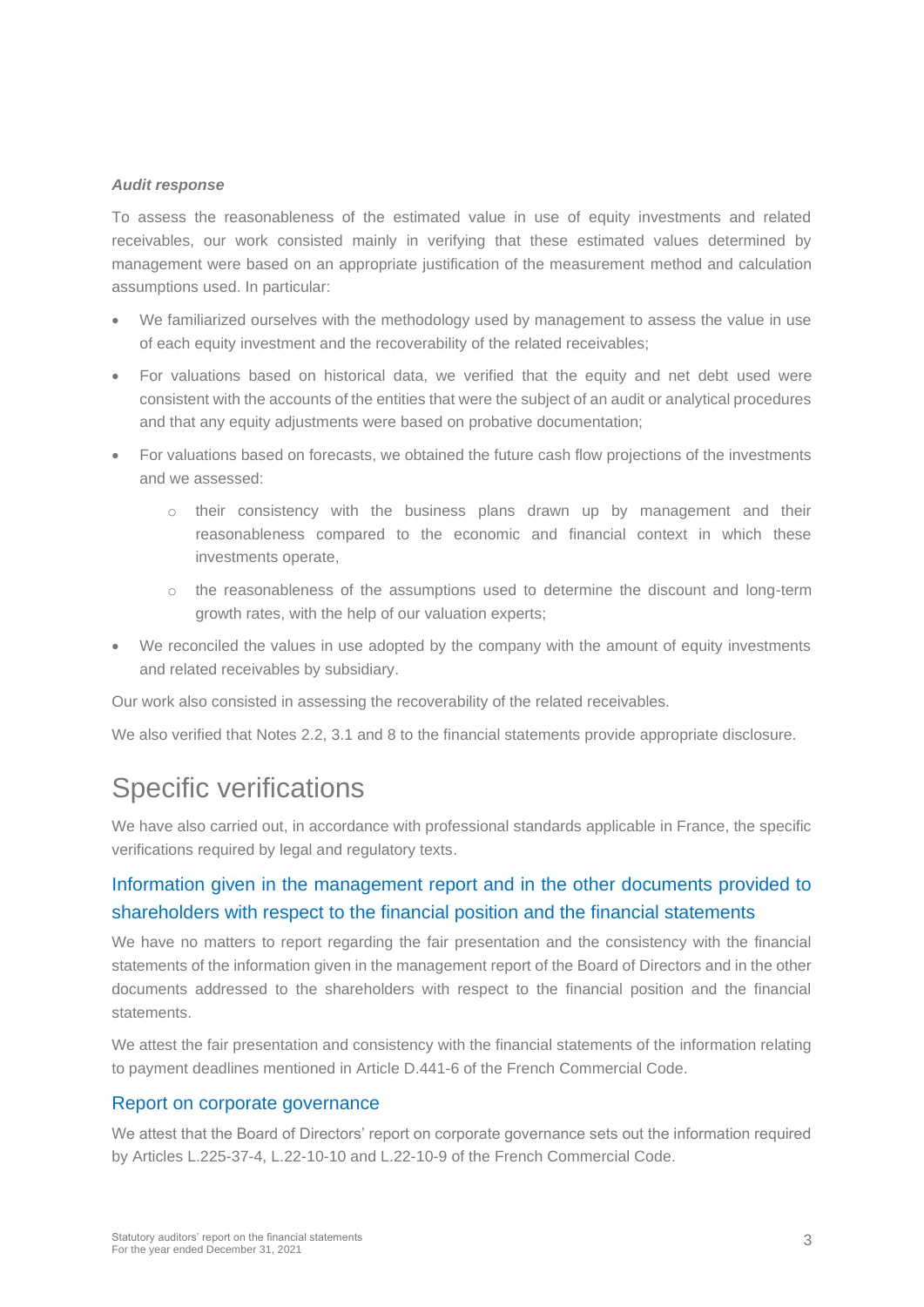***Audit response***

To assess the reasonableness of the estimated value in use of equity investments and related receivables, our work consisted mainly in verifying that these estimated values determined by management were based on an appropriate justification of the measurement method and calculation assumptions used. In particular:

- We familiarized ourselves with the methodology used by management to assess the value in use of each equity investment and the recoverability of the related receivables;
- For valuations based on historical data, we verified that the equity and net debt used were consistent with the accounts of the entities that were the subject of an audit or analytical procedures and that any equity adjustments were based on probative documentation;
- For valuations based on forecasts, we obtained the future cash flow projections of the investments and we assessed:
  - their consistency with the business plans drawn up by management and their reasonableness compared to the economic and financial context in which these investments operate,
  - the reasonableness of the assumptions used to determine the discount and long-term growth rates, with the help of our valuation experts;
- We reconciled the values in use adopted by the company with the amount of equity investments and related receivables by subsidiary.

Our work also consisted in assessing the recoverability of the related receivables.

We also verified that Notes 2.2, 3.1 and 8 to the financial statements provide appropriate disclosure.

# Specific verifications

We have also carried out, in accordance with professional standards applicable in France, the specific verifications required by legal and regulatory texts.

## Information given in the management report and in the other documents provided to shareholders with respect to the financial position and the financial statements

We have no matters to report regarding the fair presentation and the consistency with the financial statements of the information given in the management report of the Board of Directors and in the other documents addressed to the shareholders with respect to the financial position and the financial statements.

We attest the fair presentation and consistency with the financial statements of the information relating to payment deadlines mentioned in Article D.441-6 of the French Commercial Code.

## Report on corporate governance

We attest that the Board of Directors' report on corporate governance sets out the information required by Articles L.225-37-4, L.22-10-10 and L.22-10-9 of the French Commercial Code.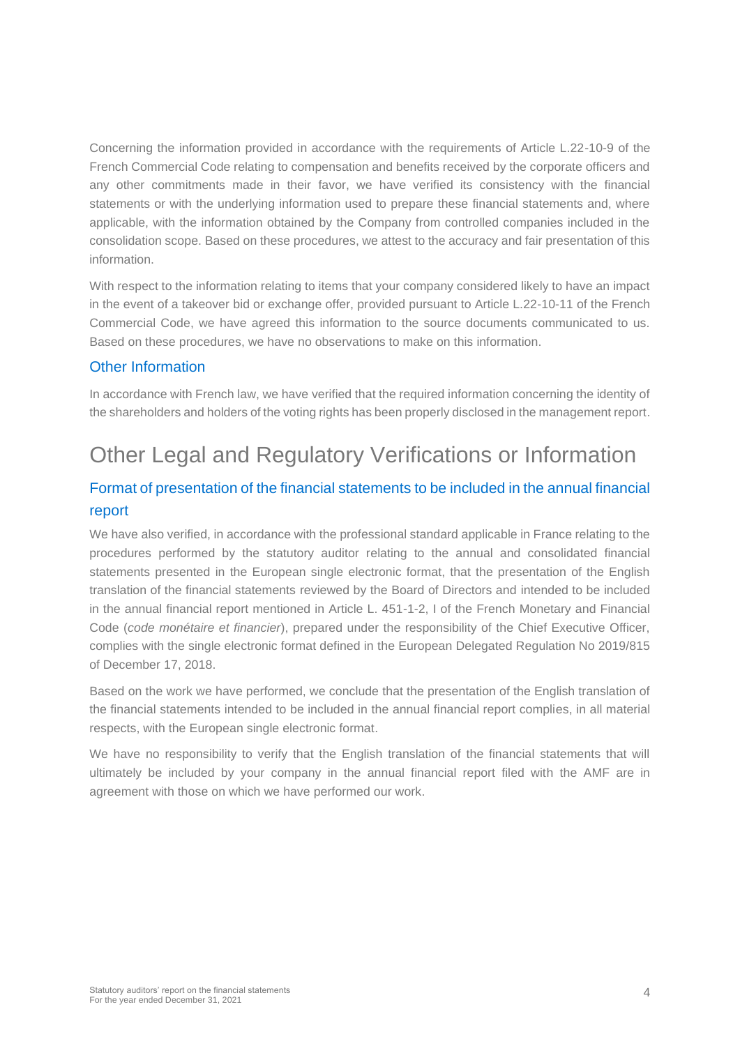Concerning the information provided in accordance with the requirements of Article L.22-10-9 of the French Commercial Code relating to compensation and benefits received by the corporate officers and any other commitments made in their favor, we have verified its consistency with the financial statements or with the underlying information used to prepare these financial statements and, where applicable, with the information obtained by the Company from controlled companies included in the consolidation scope. Based on these procedures, we attest to the accuracy and fair presentation of this information.

With respect to the information relating to items that your company considered likely to have an impact in the event of a takeover bid or exchange offer, provided pursuant to Article L.22-10-11 of the French Commercial Code, we have agreed this information to the source documents communicated to us. Based on these procedures, we have no observations to make on this information.

### Other Information

In accordance with French law, we have verified that the required information concerning the identity of the shareholders and holders of the voting rights has been properly disclosed in the management report.

## Other Legal and Regulatory Verifications or Information

### Format of presentation of the financial statements to be included in the annual financial report

We have also verified, in accordance with the professional standard applicable in France relating to the procedures performed by the statutory auditor relating to the annual and consolidated financial statements presented in the European single electronic format, that the presentation of the English translation of the financial statements reviewed by the Board of Directors and intended to be included in the annual financial report mentioned in Article L. 451-1-2, I of the French Monetary and Financial Code (*code monétaire et financier*), prepared under the responsibility of the Chief Executive Officer, complies with the single electronic format defined in the European Delegated Regulation No 2019/815 of December 17, 2018.

Based on the work we have performed, we conclude that the presentation of the English translation of the financial statements intended to be included in the annual financial report complies, in all material respects, with the European single electronic format.

We have no responsibility to verify that the English translation of the financial statements that will ultimately be included by your company in the annual financial report filed with the AMF are in agreement with those on which we have performed our work.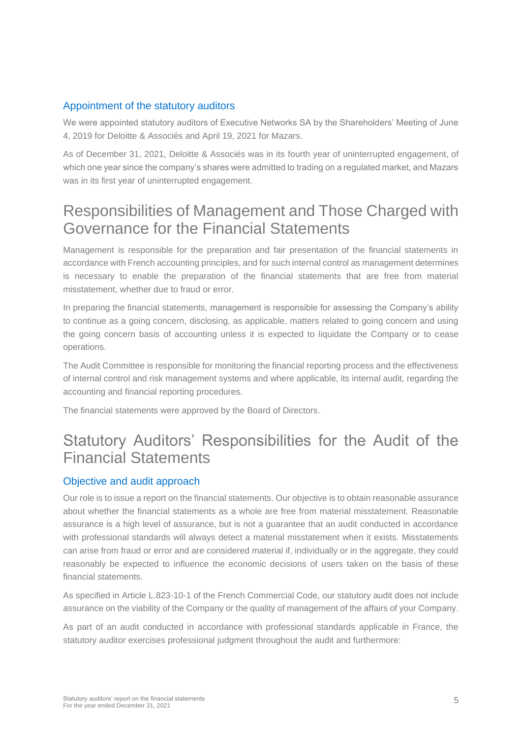### Appointment of the statutory auditors

We were appointed statutory auditors of Executive Networks SA by the Shareholders' Meeting of June 4, 2019 for Deloitte & Associés and April 19, 2021 for Mazars.

As of December 31, 2021, Deloitte & Associés was in its fourth year of uninterrupted engagement, of which one year since the company's shares were admitted to trading on a regulated market, and Mazars was in its first year of uninterrupted engagement.

## Responsibilities of Management and Those Charged with Governance for the Financial Statements

Management is responsible for the preparation and fair presentation of the financial statements in accordance with French accounting principles, and for such internal control as management determines is necessary to enable the preparation of the financial statements that are free from material misstatement, whether due to fraud or error.

In preparing the financial statements, management is responsible for assessing the Company's ability to continue as a going concern, disclosing, as applicable, matters related to going concern and using the going concern basis of accounting unless it is expected to liquidate the Company or to cease operations.

The Audit Committee is responsible for monitoring the financial reporting process and the effectiveness of internal control and risk management systems and where applicable, its internal audit, regarding the accounting and financial reporting procedures.

The financial statements were approved by the Board of Directors.

## Statutory Auditors' Responsibilities for the Audit of the Financial Statements

### Objective and audit approach

Our role is to issue a report on the financial statements. Our objective is to obtain reasonable assurance about whether the financial statements as a whole are free from material misstatement. Reasonable assurance is a high level of assurance, but is not a guarantee that an audit conducted in accordance with professional standards will always detect a material misstatement when it exists. Misstatements can arise from fraud or error and are considered material if, individually or in the aggregate, they could reasonably be expected to influence the economic decisions of users taken on the basis of these financial statements.

As specified in Article L.823-10-1 of the French Commercial Code, our statutory audit does not include assurance on the viability of the Company or the quality of management of the affairs of your Company.

As part of an audit conducted in accordance with professional standards applicable in France, the statutory auditor exercises professional judgment throughout the audit and furthermore: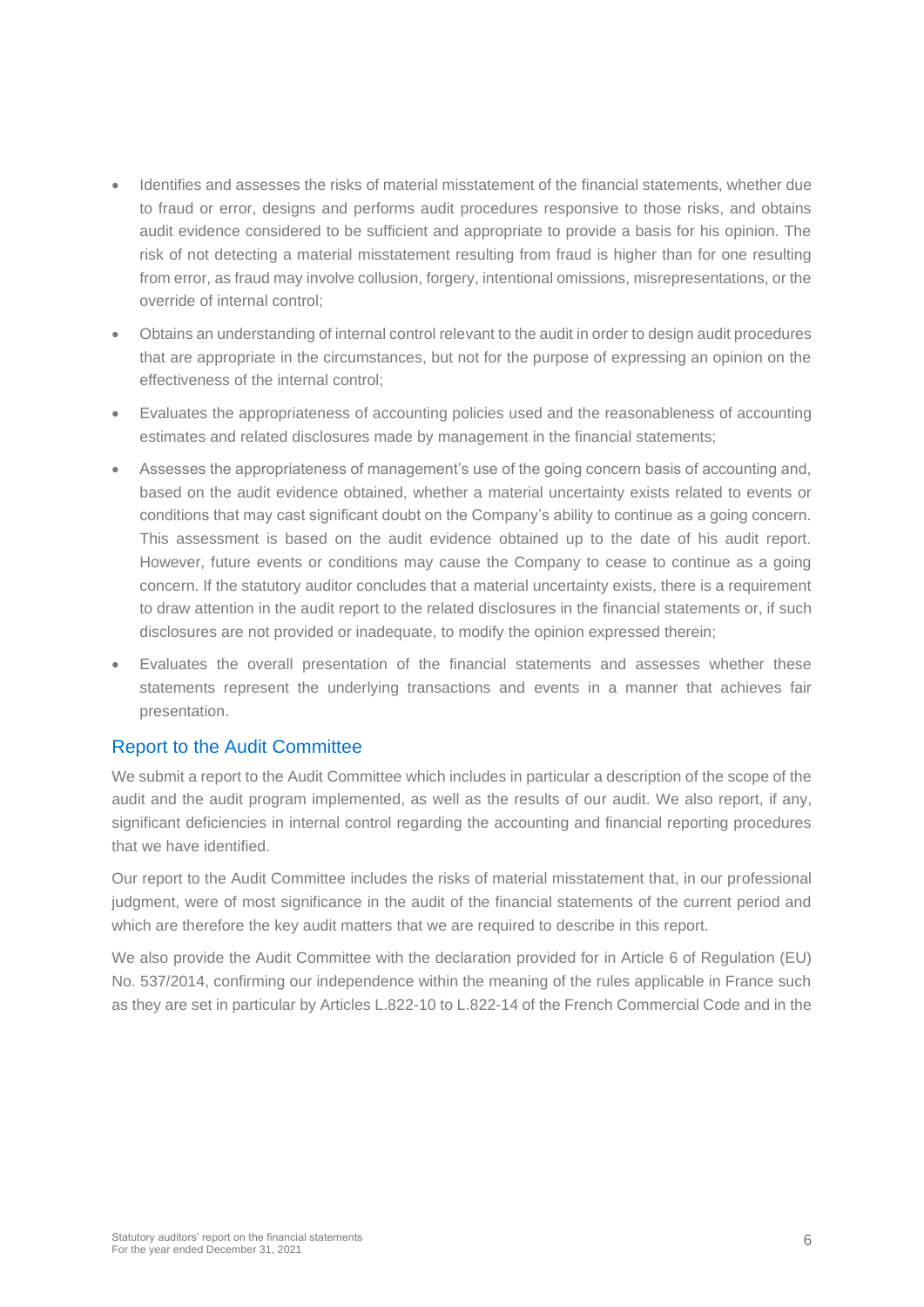- Identifies and assesses the risks of material misstatement of the financial statements, whether due to fraud or error, designs and performs audit procedures responsive to those risks, and obtains audit evidence considered to be sufficient and appropriate to provide a basis for his opinion. The risk of not detecting a material misstatement resulting from fraud is higher than for one resulting from error, as fraud may involve collusion, forgery, intentional omissions, misrepresentations, or the override of internal control;
- Obtains an understanding of internal control relevant to the audit in order to design audit procedures that are appropriate in the circumstances, but not for the purpose of expressing an opinion on the effectiveness of the internal control;
- Evaluates the appropriateness of accounting policies used and the reasonableness of accounting estimates and related disclosures made by management in the financial statements;
- Assesses the appropriateness of management's use of the going concern basis of accounting and, based on the audit evidence obtained, whether a material uncertainty exists related to events or conditions that may cast significant doubt on the Company's ability to continue as a going concern. This assessment is based on the audit evidence obtained up to the date of his audit report. However, future events or conditions may cause the Company to cease to continue as a going concern. If the statutory auditor concludes that a material uncertainty exists, there is a requirement to draw attention in the audit report to the related disclosures in the financial statements or, if such disclosures are not provided or inadequate, to modify the opinion expressed therein;
- Evaluates the overall presentation of the financial statements and assesses whether these statements represent the underlying transactions and events in a manner that achieves fair presentation.

## Report to the Audit Committee

We submit a report to the Audit Committee which includes in particular a description of the scope of the audit and the audit program implemented, as well as the results of our audit. We also report, if any, significant deficiencies in internal control regarding the accounting and financial reporting procedures that we have identified.

Our report to the Audit Committee includes the risks of material misstatement that, in our professional judgment, were of most significance in the audit of the financial statements of the current period and which are therefore the key audit matters that we are required to describe in this report.

We also provide the Audit Committee with the declaration provided for in Article 6 of Regulation (EU) No. 537/2014, confirming our independence within the meaning of the rules applicable in France such as they are set in particular by Articles L.822-10 to L.822-14 of the French Commercial Code and in the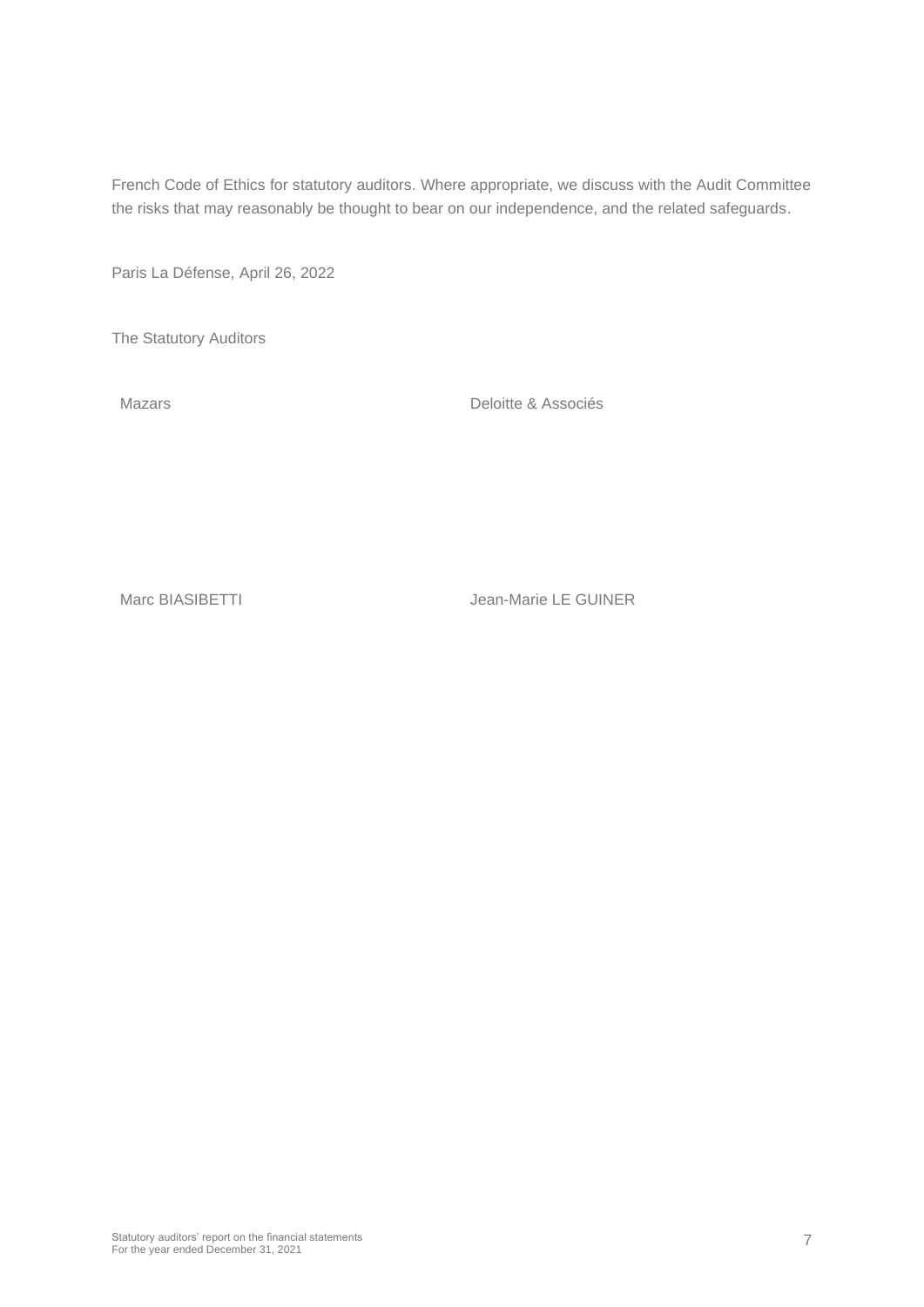French Code of Ethics for statutory auditors. Where appropriate, we discuss with the Audit Committee the risks that may reasonably be thought to bear on our independence, and the related safeguards.

Paris La Défense, April 26, 2022

The Statutory Auditors

| | |
|---|---|
| Mazars | Deloitte & Associés |
| Marc BIASIBETTI | Jean-Marie LE GUINER |